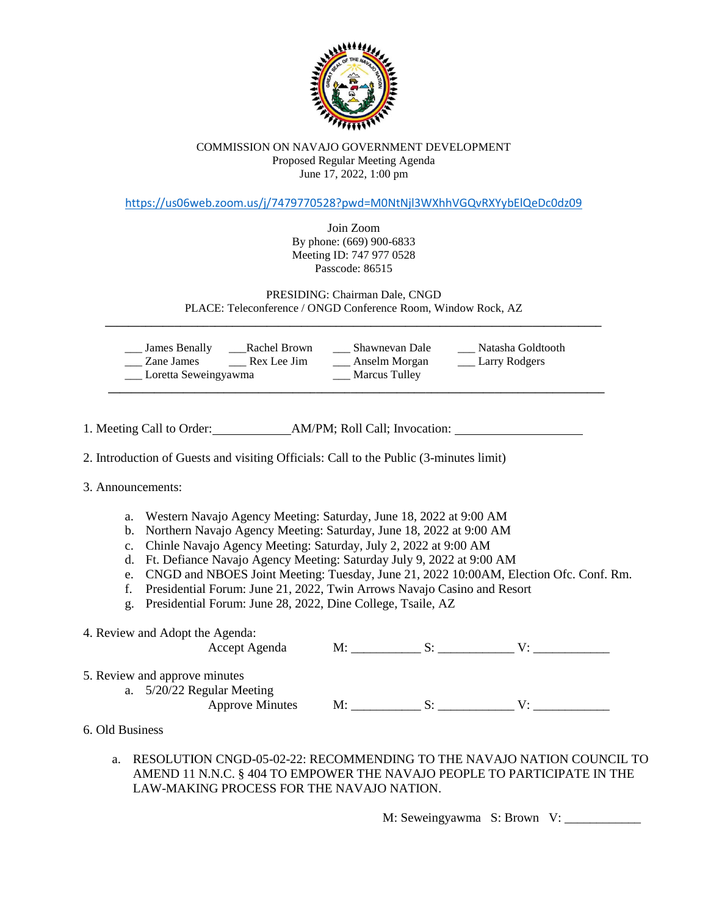COMMISSION ON NAVAJO GOVERNMENT DEVELOPMENT
Proposed Regular Meeting Agenda
June 17, 2022, 1:00 pm

https://us06web.zoom.us/j/7479770528?pwd=M0NtNjl3WXhhVGQvRXYybElQeDc0dz09

Join Zoom
By phone: (669) 900-6833
Meeting ID: 747 977 0528
Passcode: 86515

PRESIDING: Chairman Dale, CNGD
PLACE: Teleconference / ONGD Conference Room, Window Rock, AZ

---

| | | | |
|---|---|---|---|
| ___ James Benally | ___Rachel Brown | ___ Shawnevan Dale | ___ Natasha Goldtooth |
| ___ Zane James | ___ Rex Lee Jim | ___ Anselm Morgan | ___ Larry Rodgers |
| ___ Loretta Seweingyawma | | ___ Marcus Tulley | |

---

1. Meeting Call to Order:____________AM/PM; Roll Call; Invocation: ____________________

2. Introduction of Guests and visiting Officials: Call to the Public (3-minutes limit)

3. Announcements:

   a. Western Navajo Agency Meeting: Saturday, June 18, 2022 at 9:00 AM
   b. Northern Navajo Agency Meeting: Saturday, June 18, 2022 at 9:00 AM
   c. Chinle Navajo Agency Meeting: Saturday, July 2, 2022 at 9:00 AM
   d. Ft. Defiance Navajo Agency Meeting: Saturday July 9, 2022 at 9:00 AM
   e. CNGD and NBOES Joint Meeting: Tuesday, June 21, 2022 10:00AM, Election Ofc. Conf. Rm.
   f. Presidential Forum: June 21, 2022, Twin Arrows Navajo Casino and Resort
   g. Presidential Forum: June 28, 2022, Dine College, Tsaile, AZ

4. Review and Adopt the Agenda:
   Accept Agenda M: __________ S: ___________ V: ___________

5. Review and approve minutes
   a. 5/20/22 Regular Meeting
   Approve Minutes M: __________ S: ___________ V: ___________

6. Old Business

   a. RESOLUTION CNGD-05-02-22: RECOMMENDING TO THE NAVAJO NATION COUNCIL TO AMEND 11 N.N.C. § 404 TO EMPOWER THE NAVAJO PEOPLE TO PARTICIPATE IN THE LAW-MAKING PROCESS FOR THE NAVAJO NATION.

   M: Seweingyawma S: Brown V: ___________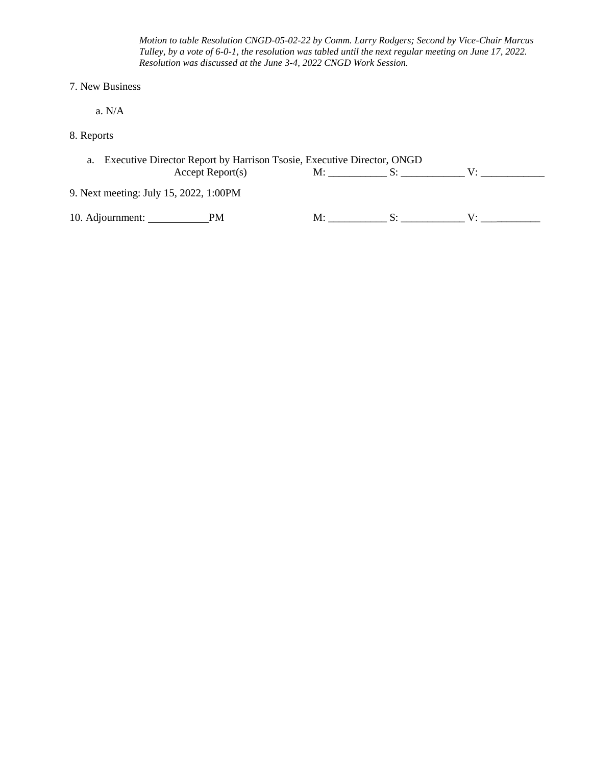*Motion to table Resolution CNGD-05-02-22 by Comm. Larry Rodgers; Second by Vice-Chair Marcus Tulley, by a vote of 6-0-1, the resolution was tabled until the next regular meeting on June 17, 2022. Resolution was discussed at the June 3-4, 2022 CNGD Work Session.*

7. New Business

a. N/A

8. Reports

a. Executive Director Report by Harrison Tsosie, Executive Director, ONGD

Accept Report(s) M: ___________ S: ____________ V: ____________

9. Next meeting: July 15, 2022, 1:00PM

10. Adjournment: ___________PM M: ___________ S: ____________ V: ____________